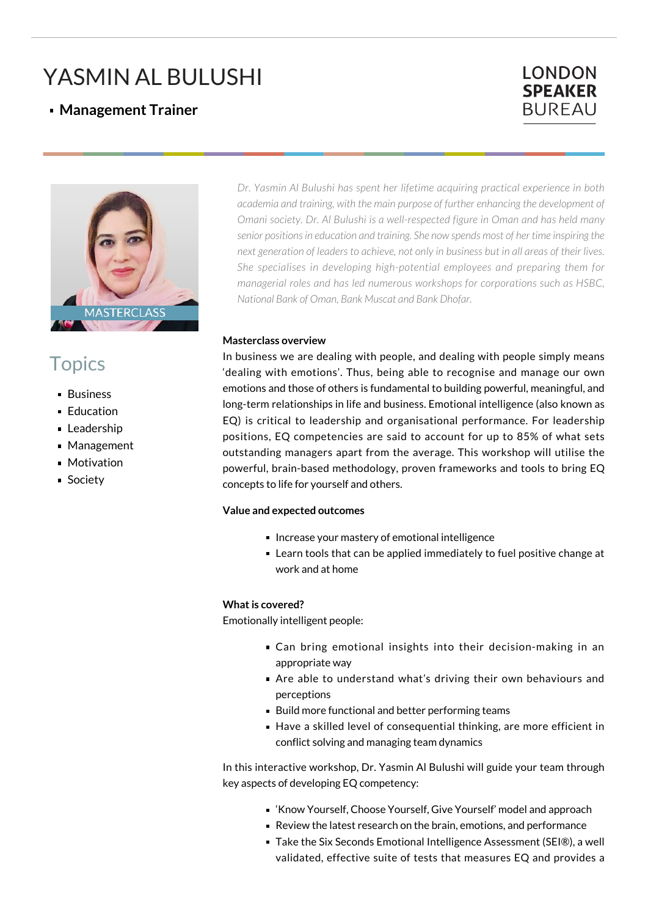# YASMIN AL BULUSHI

- **Management Trainer**

LONDON **SPEAKER** BUREAU

MASTERCLASS

*Dr. Yasmin Al Bulushi has spent her lifetime acquiring practical experience in both academia and training, with the main purpose of further enhancing the development of Omani society. Dr. Al Bulushi is a well-respected figure in Oman and has held many senior positions in education and training. She now spends most of her time inspiring the next generation of leaders to achieve, not only in business but in all areas of their lives. She specialises in developing high-potential employees and preparing them for managerial roles and has led numerous workshops for corporations such as HSBC, National Bank of Oman, Bank Muscat and Bank Dhofar.*

## Topics

- Business
- Education
- Leadership
- Management
- Motivation
- Society

**Masterclass overview**

In business we are dealing with people, and dealing with people simply means 'dealing with emotions'. Thus, being able to recognise and manage our own emotions and those of others is fundamental to building powerful, meaningful, and long-term relationships in life and business. Emotional intelligence (also known as EQ) is critical to leadership and organisational performance. For leadership positions, EQ competencies are said to account for up to 85% of what sets outstanding managers apart from the average. This workshop will utilise the powerful, brain-based methodology, proven frameworks and tools to bring EQ concepts to life for yourself and others.

**Value and expected outcomes**

- Increase your mastery of emotional intelligence
- Learn tools that can be applied immediately to fuel positive change at work and at home

**What is covered?**

Emotionally intelligent people:

- Can bring emotional insights into their decision-making in an appropriate way
- Are able to understand what's driving their own behaviours and perceptions
- Build more functional and better performing teams
- Have a skilled level of consequential thinking, are more efficient in conflict solving and managing team dynamics

In this interactive workshop, Dr. Yasmin Al Bulushi will guide your team through key aspects of developing EQ competency:

- 'Know Yourself, Choose Yourself, Give Yourself' model and approach
- Review the latest research on the brain, emotions, and performance
- Take the Six Seconds Emotional Intelligence Assessment (SEI®), a well validated, effective suite of tests that measures EQ and provides a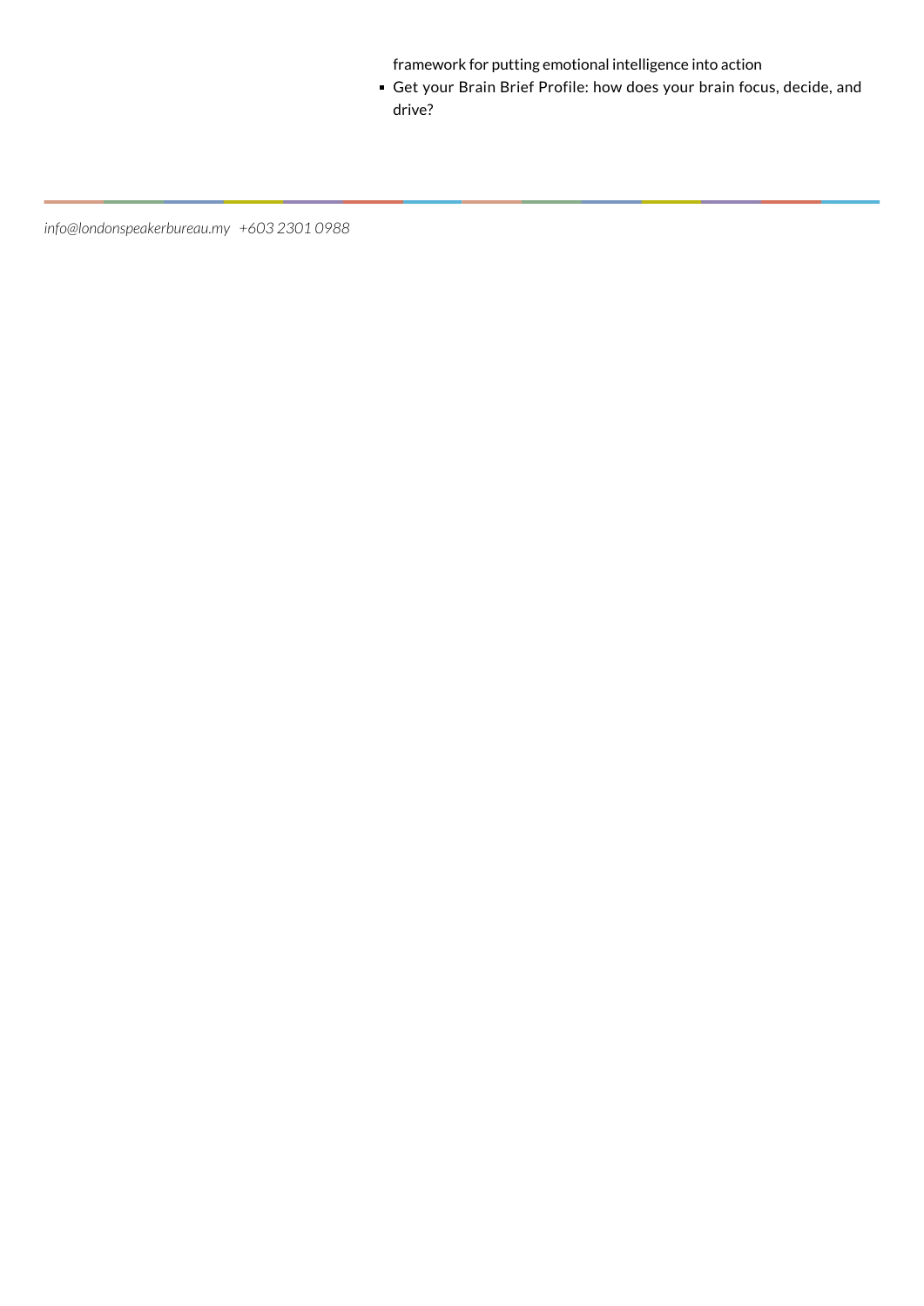framework for putting emotional intelligence into action

- Get your Brain Brief Profile: how does your brain focus, decide, and drive?

*info@londonspeakerbureau.my +603 2301 0988*